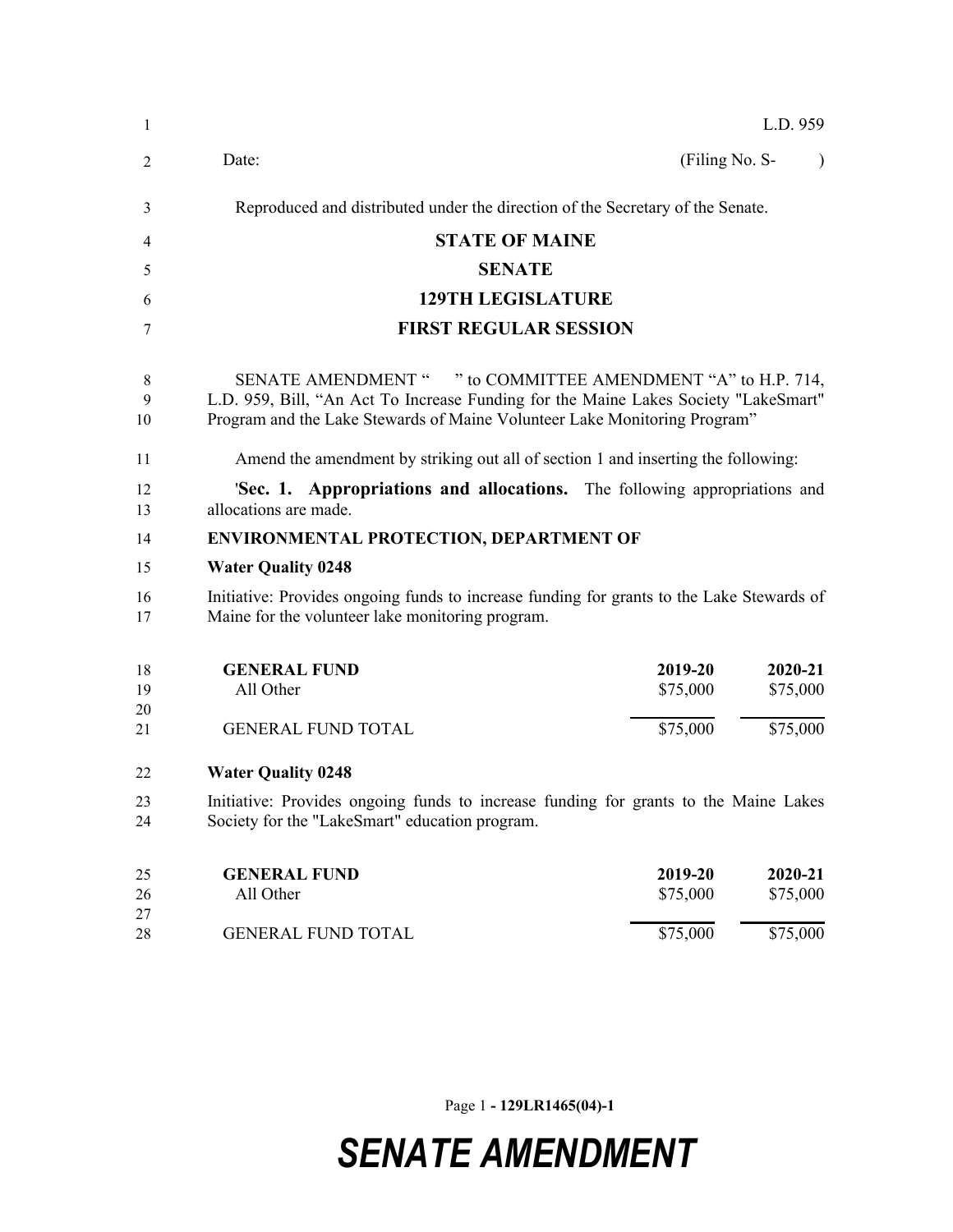L.D. 959

Date: (Filing No. S- )

Reproduced and distributed under the direction of the Secretary of the Senate.

**STATE OF MAINE**

**SENATE**

**129TH LEGISLATURE**

**FIRST REGULAR SESSION**

SENATE AMENDMENT " " to COMMITTEE AMENDMENT "A" to H.P. 714, L.D. 959, Bill, "An Act To Increase Funding for the Maine Lakes Society "LakeSmart" Program and the Lake Stewards of Maine Volunteer Lake Monitoring Program"

Amend the amendment by striking out all of section 1 and inserting the following:

'**Sec. 1. Appropriations and allocations.** The following appropriations and allocations are made.

**ENVIRONMENTAL PROTECTION, DEPARTMENT OF**

**Water Quality 0248**

Initiative: Provides ongoing funds to increase funding for grants to the Lake Stewards of Maine for the volunteer lake monitoring program.

| **GENERAL FUND** | **2019-20** | **2020-21** |
|---|---|---|
| All Other | $75,000 | $75,000 |
| GENERAL FUND TOTAL | $75,000 | $75,000 |

**Water Quality 0248**

Initiative: Provides ongoing funds to increase funding for grants to the Maine Lakes Society for the "LakeSmart" education program.

| **GENERAL FUND** | **2019-20** | **2020-21** |
|---|---|---|
| All Other | $75,000 | $75,000 |
| GENERAL FUND TOTAL | $75,000 | $75,000 |

Page 1 - **129LR1465(04)-1**

***SENATE AMENDMENT***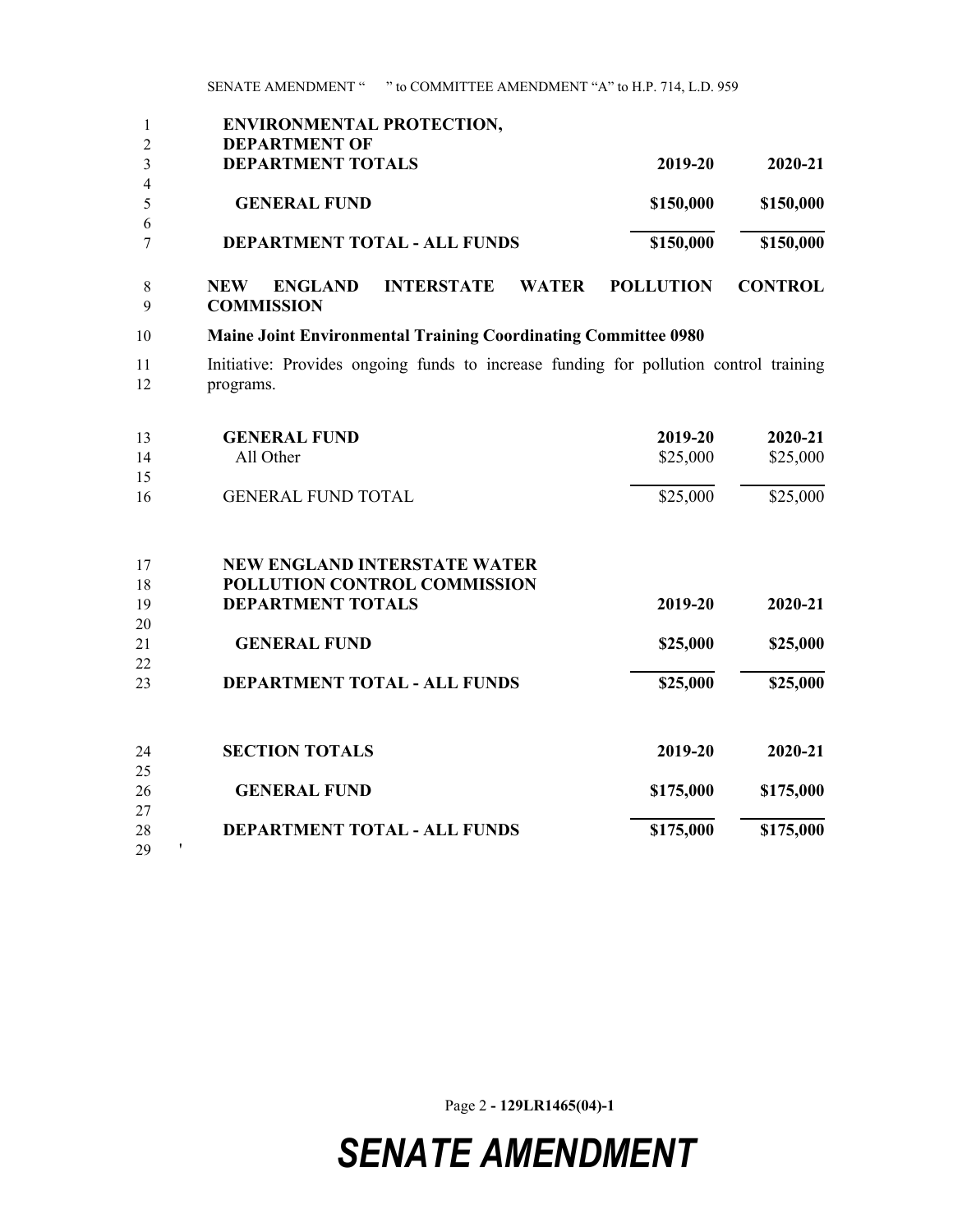| **ENVIRONMENTAL PROTECTION, DEPARTMENT OF DEPARTMENT TOTALS** | **2019-20** | **2020-21** |
|---|---|---|
| **GENERAL FUND** | **$150,000** | **$150,000** |
| **DEPARTMENT TOTAL - ALL FUNDS** | **$150,000** | **$150,000** |

**NEW ENGLAND INTERSTATE WATER POLLUTION CONTROL COMMISSION**

**Maine Joint Environmental Training Coordinating Committee 0980**

Initiative: Provides ongoing funds to increase funding for pollution control training programs.

| **GENERAL FUND** | **2019-20** | **2020-21** |
|---|---|---|
| All Other | $25,000 | $25,000 |
| GENERAL FUND TOTAL | $25,000 | $25,000 |

| **NEW ENGLAND INTERSTATE WATER POLLUTION CONTROL COMMISSION DEPARTMENT TOTALS** | **2019-20** | **2020-21** |
|---|---|---|
| **GENERAL FUND** | **$25,000** | **$25,000** |
| **DEPARTMENT TOTAL - ALL FUNDS** | **$25,000** | **$25,000** |

| **SECTION TOTALS** | **2019-20** | **2020-21** |
|---|---|---|
| **GENERAL FUND** | **$175,000** | **$175,000** |
| **DEPARTMENT TOTAL - ALL FUNDS** | **$175,000** | **$175,000** |

'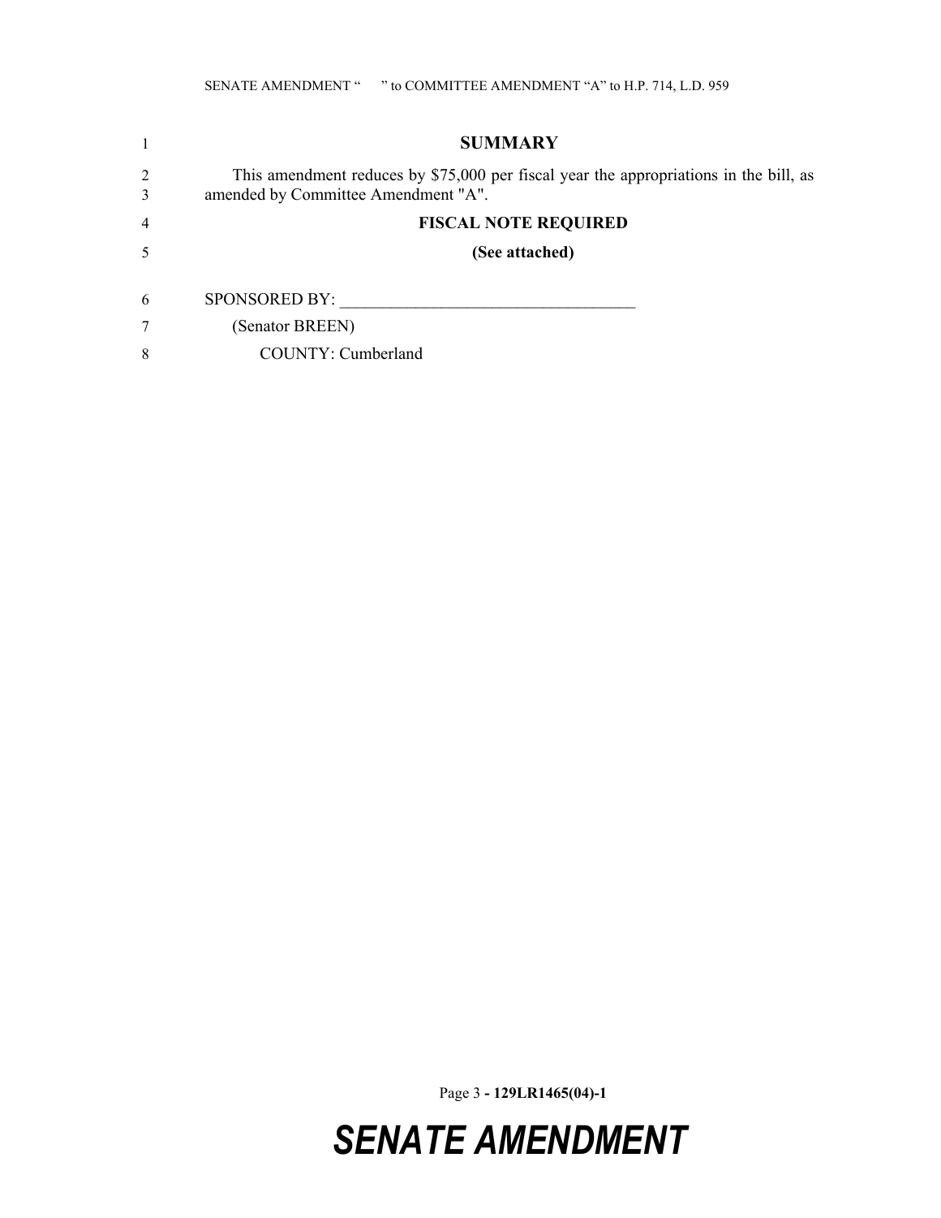## SUMMARY

This amendment reduces by $75,000 per fiscal year the appropriations in the bill, as amended by Committee Amendment "A".

**FISCAL NOTE REQUIRED**

**(See attached)**

SPONSORED BY: ____________________________________

(Senator BREEN)

COUNTY: Cumberland